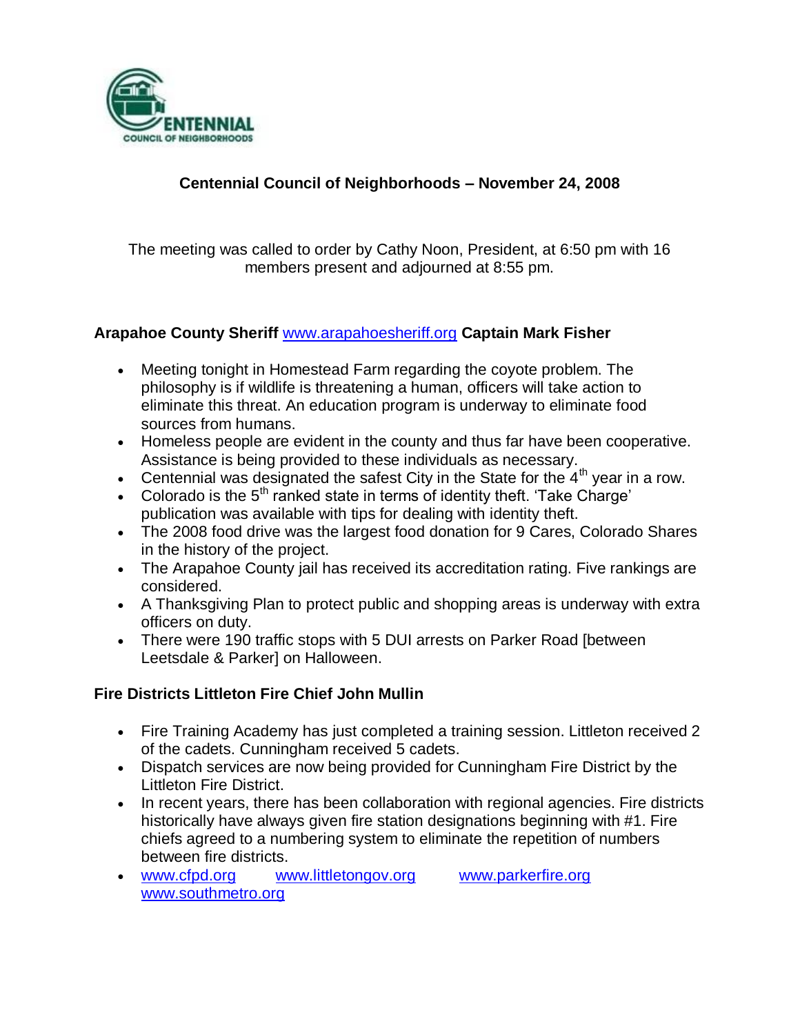# Centennial Council of Neighborhoods – November 24, 2008

The meeting was called to order by Cathy Noon, President, at 6:50 pm with 16 members present and adjourned at 8:55 pm.

## Arapahoe County Sheriff www.arapahoesheriff.org Captain Mark Fisher

- Meeting tonight in Homestead Farm regarding the coyote problem. The philosophy is if wildlife is threatening a human, officers will take action to eliminate this threat. An education program is underway to eliminate food sources from humans.
- Homeless people are evident in the county and thus far have been cooperative. Assistance is being provided to these individuals as necessary.
- Centennial was designated the safest City in the State for the 4th year in a row.
- Colorado is the 5th ranked state in terms of identity theft. 'Take Charge' publication was available with tips for dealing with identity theft.
- The 2008 food drive was the largest food donation for 9 Cares, Colorado Shares in the history of the project.
- The Arapahoe County jail has received its accreditation rating. Five rankings are considered.
- A Thanksgiving Plan to protect public and shopping areas is underway with extra officers on duty.
- There were 190 traffic stops with 5 DUI arrests on Parker Road [between Leetsdale & Parker] on Halloween.

## Fire Districts Littleton Fire Chief John Mullin

- Fire Training Academy has just completed a training session. Littleton received 2 of the cadets. Cunningham received 5 cadets.
- Dispatch services are now being provided for Cunningham Fire District by the Littleton Fire District.
- In recent years, there has been collaboration with regional agencies. Fire districts historically have always given fire station designations beginning with #1. Fire chiefs agreed to a numbering system to eliminate the repetition of numbers between fire districts.
- www.cfpd.org www.littletongov.org www.parkerfire.org www.southmetro.org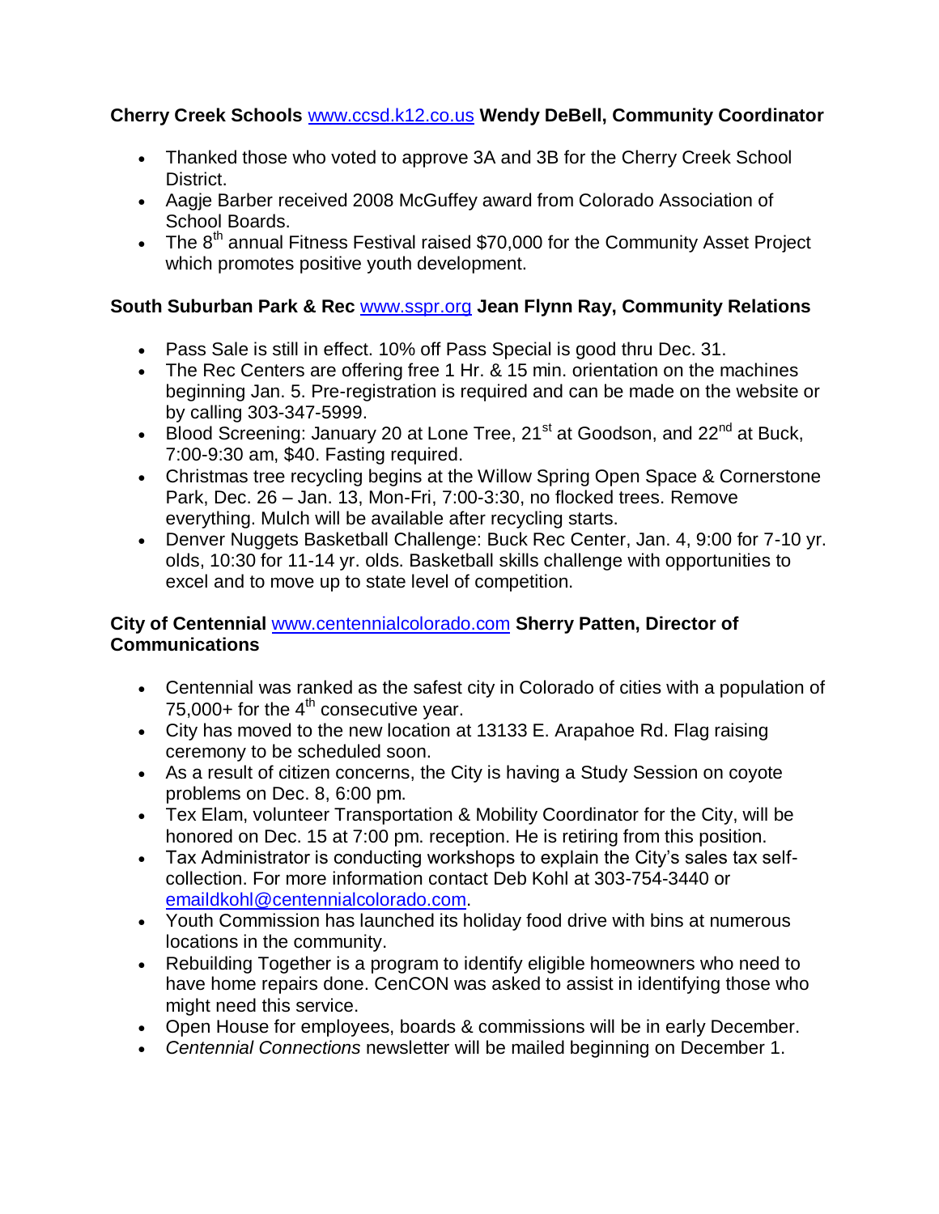**Cherry Creek Schools** www.ccsd.k12.co.us **Wendy DeBell, Community Coordinator**

- Thanked those who voted to approve 3A and 3B for the Cherry Creek School District.
- Aagje Barber received 2008 McGuffey award from Colorado Association of School Boards.
- The 8th annual Fitness Festival raised $70,000 for the Community Asset Project which promotes positive youth development.

**South Suburban Park & Rec** www.sspr.org **Jean Flynn Ray, Community Relations**

- Pass Sale is still in effect. 10% off Pass Special is good thru Dec. 31.
- The Rec Centers are offering free 1 Hr. & 15 min. orientation on the machines beginning Jan. 5. Pre-registration is required and can be made on the website or by calling 303-347-5999.
- Blood Screening: January 20 at Lone Tree, 21st at Goodson, and 22nd at Buck, 7:00-9:30 am, $40. Fasting required.
- Christmas tree recycling begins at the Willow Spring Open Space & Cornerstone Park, Dec. 26 – Jan. 13, Mon-Fri, 7:00-3:30, no flocked trees. Remove everything. Mulch will be available after recycling starts.
- Denver Nuggets Basketball Challenge: Buck Rec Center, Jan. 4, 9:00 for 7-10 yr. olds, 10:30 for 11-14 yr. olds. Basketball skills challenge with opportunities to excel and to move up to state level of competition.

**City of Centennial** www.centennialcolorado.com **Sherry Patten, Director of Communications**

- Centennial was ranked as the safest city in Colorado of cities with a population of 75,000+ for the 4th consecutive year.
- City has moved to the new location at 13133 E. Arapahoe Rd. Flag raising ceremony to be scheduled soon.
- As a result of citizen concerns, the City is having a Study Session on coyote problems on Dec. 8, 6:00 pm.
- Tex Elam, volunteer Transportation & Mobility Coordinator for the City, will be honored on Dec. 15 at 7:00 pm. reception. He is retiring from this position.
- Tax Administrator is conducting workshops to explain the City's sales tax self-collection. For more information contact Deb Kohl at 303-754-3440 or emaildkohl@centennialcolorado.com.
- Youth Commission has launched its holiday food drive with bins at numerous locations in the community.
- Rebuilding Together is a program to identify eligible homeowners who need to have home repairs done. CenCON was asked to assist in identifying those who might need this service.
- Open House for employees, boards & commissions will be in early December.
- *Centennial Connections* newsletter will be mailed beginning on December 1.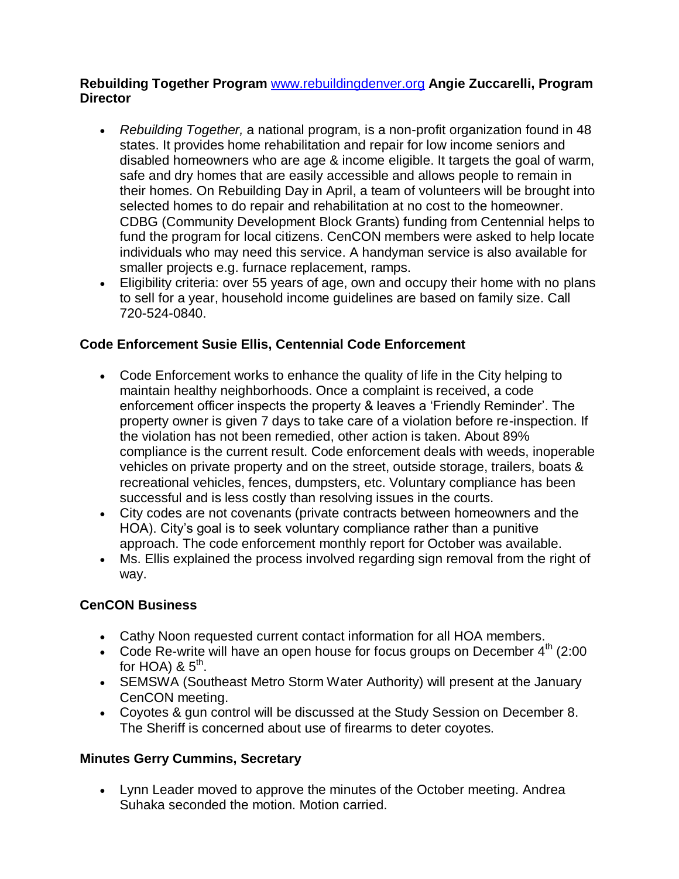**Rebuilding Together Program** [www.rebuildingdenver.org](http://www.rebuildingdenver.org) **Angie Zuccarelli, Program Director**

- *Rebuilding Together,* a national program, is a non-profit organization found in 48 states. It provides home rehabilitation and repair for low income seniors and disabled homeowners who are age & income eligible. It targets the goal of warm, safe and dry homes that are easily accessible and allows people to remain in their homes. On Rebuilding Day in April, a team of volunteers will be brought into selected homes to do repair and rehabilitation at no cost to the homeowner. CDBG (Community Development Block Grants) funding from Centennial helps to fund the program for local citizens. CenCON members were asked to help locate individuals who may need this service. A handyman service is also available for smaller projects e.g. furnace replacement, ramps.
- Eligibility criteria: over 55 years of age, own and occupy their home with no plans to sell for a year, household income guidelines are based on family size. Call 720-524-0840.

**Code Enforcement Susie Ellis, Centennial Code Enforcement**

- Code Enforcement works to enhance the quality of life in the City helping to maintain healthy neighborhoods. Once a complaint is received, a code enforcement officer inspects the property & leaves a 'Friendly Reminder'. The property owner is given 7 days to take care of a violation before re-inspection. If the violation has not been remedied, other action is taken. About 89% compliance is the current result. Code enforcement deals with weeds, inoperable vehicles on private property and on the street, outside storage, trailers, boats & recreational vehicles, fences, dumpsters, etc. Voluntary compliance has been successful and is less costly than resolving issues in the courts.
- City codes are not covenants (private contracts between homeowners and the HOA). City's goal is to seek voluntary compliance rather than a punitive approach. The code enforcement monthly report for October was available.
- Ms. Ellis explained the process involved regarding sign removal from the right of way.

**CenCON Business**

- Cathy Noon requested current contact information for all HOA members.
- Code Re-write will have an open house for focus groups on December 4th (2:00 for HOA) & 5th.
- SEMSWA (Southeast Metro Storm Water Authority) will present at the January CenCON meeting.
- Coyotes & gun control will be discussed at the Study Session on December 8. The Sheriff is concerned about use of firearms to deter coyotes.

**Minutes Gerry Cummins, Secretary**

- Lynn Leader moved to approve the minutes of the October meeting. Andrea Suhaka seconded the motion. Motion carried.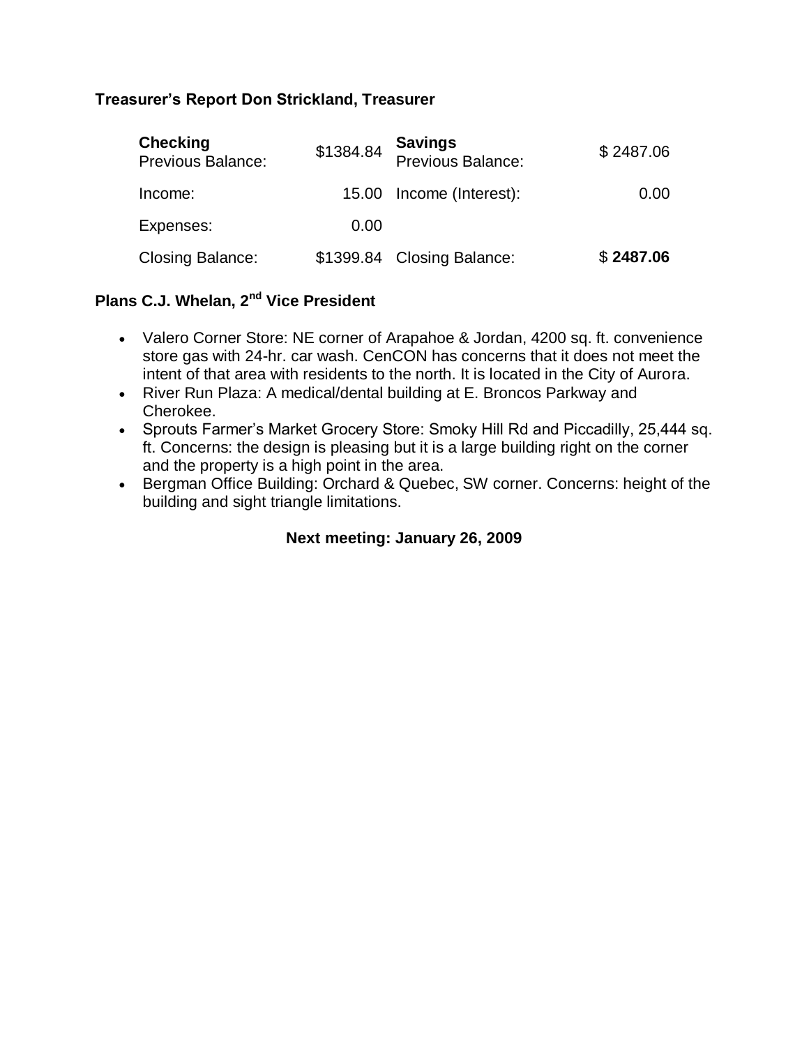### Treasurer's Report Don Strickland, Treasurer

| | | | |
|---|---|---|---|
| **Checking** Previous Balance: | $1384.84 | **Savings** Previous Balance: | $ 2487.06 |
| Income: | 15.00 | Income (Interest): | 0.00 |
| Expenses: | 0.00 | | |
| Closing Balance: | $1399.84 | Closing Balance: | $ **2487.06** |

### Plans C.J. Whelan, 2nd Vice President

- Valero Corner Store: NE corner of Arapahoe & Jordan, 4200 sq. ft. convenience store gas with 24-hr. car wash. CenCON has concerns that it does not meet the intent of that area with residents to the north. It is located in the City of Aurora.
- River Run Plaza: A medical/dental building at E. Broncos Parkway and Cherokee.
- Sprouts Farmer's Market Grocery Store: Smoky Hill Rd and Piccadilly, 25,444 sq. ft. Concerns: the design is pleasing but it is a large building right on the corner and the property is a high point in the area.
- Bergman Office Building: Orchard & Quebec, SW corner. Concerns: height of the building and sight triangle limitations.

**Next meeting: January 26, 2009**